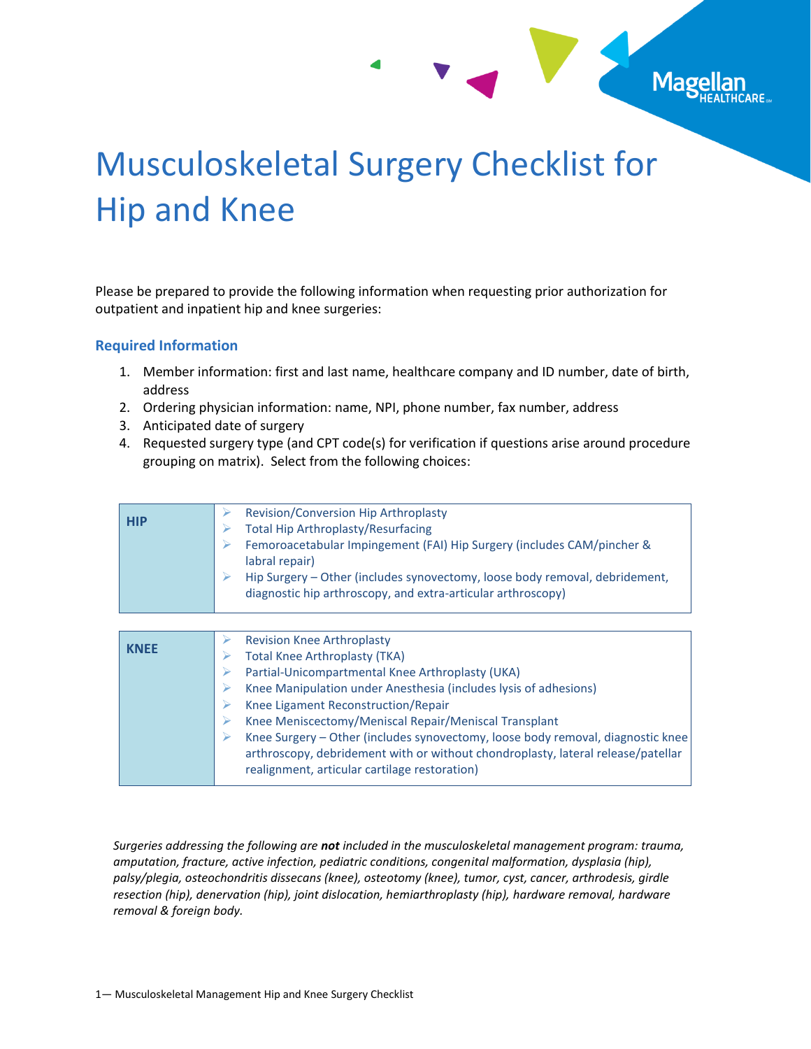# Musculoskeletal Surgery Checklist for Hip and Knee

Please be prepared to provide the following information when requesting prior authorization for outpatient and inpatient hip and knee surgeries:

## Required Information

1. Member information: first and last name, healthcare company and ID number, date of birth, address
2. Ordering physician information: name, NPI, phone number, fax number, address
3. Anticipated date of surgery
4. Requested surgery type (and CPT code(s) for verification if questions arise around procedure grouping on matrix). Select from the following choices:

| | |
|---|---|
| **HIP** | ➢ Revision/Conversion Hip Arthroplasty<br>➢ Total Hip Arthroplasty/Resurfacing<br>➢ Femoroacetabular Impingement (FAI) Hip Surgery (includes CAM/pincher & labral repair)<br>➢ Hip Surgery – Other (includes synovectomy, loose body removal, debridement, diagnostic hip arthroscopy, and extra-articular arthroscopy) |

| | |
|---|---|
| **KNEE** | ➢ Revision Knee Arthroplasty<br>➢ Total Knee Arthroplasty (TKA)<br>➢ Partial-Unicompartmental Knee Arthroplasty (UKA)<br>➢ Knee Manipulation under Anesthesia (includes lysis of adhesions)<br>➢ Knee Ligament Reconstruction/Repair<br>➢ Knee Meniscectomy/Meniscal Repair/Meniscal Transplant<br>➢ Knee Surgery – Other (includes synovectomy, loose body removal, diagnostic knee arthroscopy, debridement with or without chondroplasty, lateral release/patellar realignment, articular cartilage restoration) |

*Surgeries addressing the following are **not** included in the musculoskeletal management program: trauma, amputation, fracture, active infection, pediatric conditions, congenital malformation, dysplasia (hip), palsy/plegia, osteochondritis dissecans (knee), osteotomy (knee), tumor, cyst, cancer, arthrodesis, girdle resection (hip), denervation (hip), joint dislocation, hemiarthroplasty (hip), hardware removal, hardware removal & foreign body.*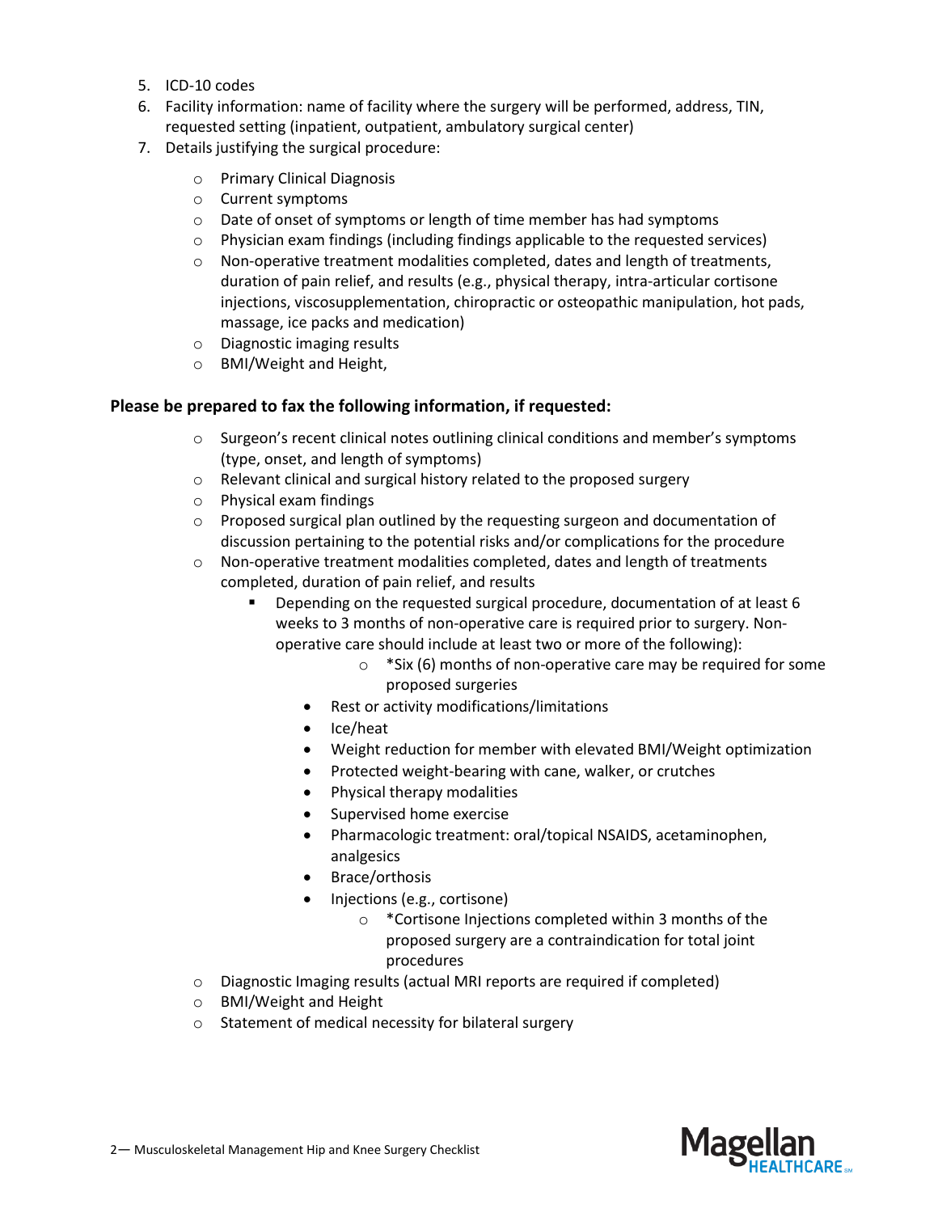5. ICD-10 codes
6. Facility information: name of facility where the surgery will be performed, address, TIN, requested setting (inpatient, outpatient, ambulatory surgical center)
7. Details justifying the surgical procedure:
    - Primary Clinical Diagnosis
    - Current symptoms
    - Date of onset of symptoms or length of time member has had symptoms
    - Physician exam findings (including findings applicable to the requested services)
    - Non-operative treatment modalities completed, dates and length of treatments, duration of pain relief, and results (e.g., physical therapy, intra-articular cortisone injections, viscosupplementation, chiropractic or osteopathic manipulation, hot pads, massage, ice packs and medication)
    - Diagnostic imaging results
    - BMI/Weight and Height,

### Please be prepared to fax the following information, if requested:

- Surgeon's recent clinical notes outlining clinical conditions and member's symptoms (type, onset, and length of symptoms)
- Relevant clinical and surgical history related to the proposed surgery
- Physical exam findings
- Proposed surgical plan outlined by the requesting surgeon and documentation of discussion pertaining to the potential risks and/or complications for the procedure
- Non-operative treatment modalities completed, dates and length of treatments completed, duration of pain relief, and results
    - Depending on the requested surgical procedure, documentation of at least 6 weeks to 3 months of non-operative care is required prior to surgery. Non-operative care should include at least two or more of the following):
        - *Six (6) months of non-operative care may be required for some proposed surgeries
        - Rest or activity modifications/limitations
        - Ice/heat
        - Weight reduction for member with elevated BMI/Weight optimization
        - Protected weight-bearing with cane, walker, or crutches
        - Physical therapy modalities
        - Supervised home exercise
        - Pharmacologic treatment: oral/topical NSAIDS, acetaminophen, analgesics
        - Brace/orthosis
        - Injections (e.g., cortisone)
            - *Cortisone Injections completed within 3 months of the proposed surgery are a contraindication for total joint procedures
- Diagnostic Imaging results (actual MRI reports are required if completed)
- BMI/Weight and Height
- Statement of medical necessity for bilateral surgery